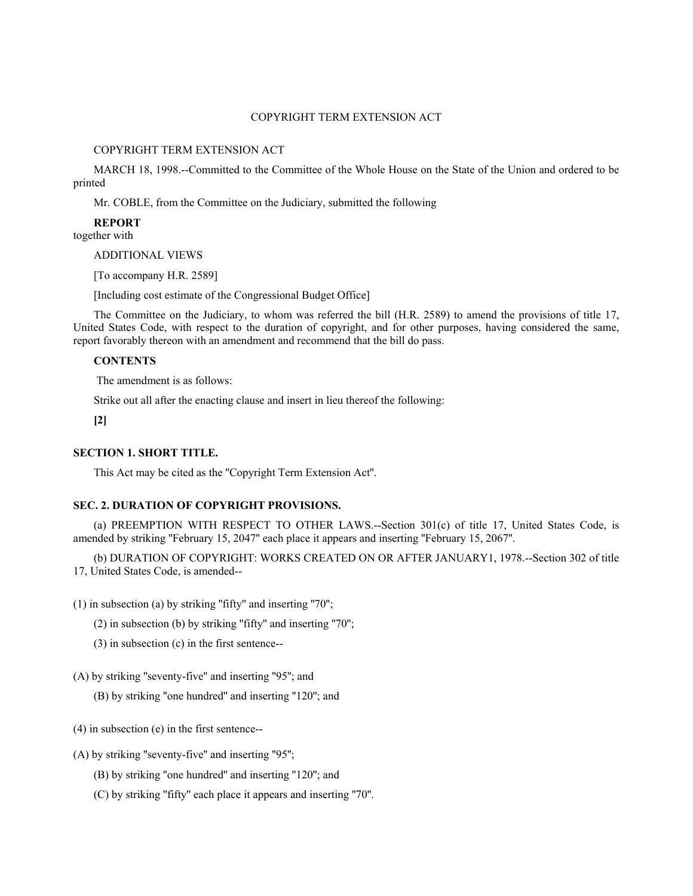# COPYRIGHT TERM EXTENSION ACT

COPYRIGHT TERM EXTENSION ACT

MARCH 18, 1998.--Committed to the Committee of the Whole House on the State of the Union and ordered to be printed

Mr. COBLE, from the Committee on the Judiciary, submitted the following

**REPORT**
together with

ADDITIONAL VIEWS

[To accompany H.R. 2589]

[Including cost estimate of the Congressional Budget Office]

The Committee on the Judiciary, to whom was referred the bill (H.R. 2589) to amend the provisions of title 17, United States Code, with respect to the duration of copyright, and for other purposes, having considered the same, report favorably thereon with an amendment and recommend that the bill do pass.

**CONTENTS**

The amendment is as follows:

Strike out all after the enacting clause and insert in lieu thereof the following:

**[2]**

### SECTION 1. SHORT TITLE.

This Act may be cited as the "Copyright Term Extension Act".

### SEC. 2. DURATION OF COPYRIGHT PROVISIONS.

(a) PREEMPTION WITH RESPECT TO OTHER LAWS.--Section 301(c) of title 17, United States Code, is amended by striking "February 15, 2047" each place it appears and inserting "February 15, 2067".

(b) DURATION OF COPYRIGHT: WORKS CREATED ON OR AFTER JANUARY1, 1978.--Section 302 of title 17, United States Code, is amended--

(1) in subsection (a) by striking "fifty" and inserting "70";

(2) in subsection (b) by striking "fifty" and inserting "70";

(3) in subsection (c) in the first sentence--

(A) by striking "seventy-five" and inserting "95"; and

(B) by striking "one hundred" and inserting "120"; and

(4) in subsection (e) in the first sentence--

(A) by striking "seventy-five" and inserting "95";

(B) by striking "one hundred" and inserting "120"; and

(C) by striking "fifty" each place it appears and inserting "70".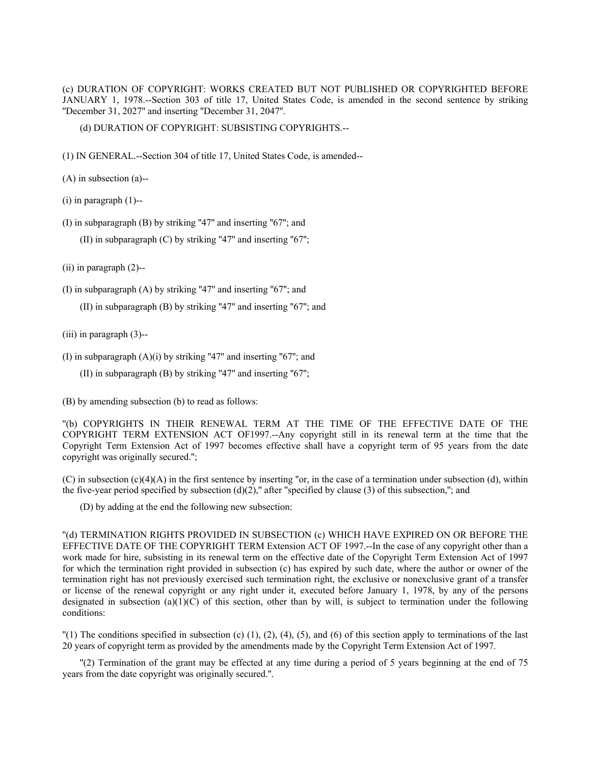(c) DURATION OF COPYRIGHT: WORKS CREATED BUT NOT PUBLISHED OR COPYRIGHTED BEFORE JANUARY 1, 1978.--Section 303 of title 17, United States Code, is amended in the second sentence by striking "December 31, 2027" and inserting "December 31, 2047".

(d) DURATION OF COPYRIGHT: SUBSISTING COPYRIGHTS.--

(1) IN GENERAL.--Section 304 of title 17, United States Code, is amended--

(A) in subsection (a)--

(i) in paragraph (1)--

(I) in subparagraph (B) by striking "47" and inserting "67"; and

(II) in subparagraph (C) by striking "47" and inserting "67";

(ii) in paragraph (2)--

(I) in subparagraph (A) by striking "47" and inserting "67"; and

(II) in subparagraph (B) by striking "47" and inserting "67"; and

(iii) in paragraph (3)--

(I) in subparagraph (A)(i) by striking "47" and inserting "67"; and

(II) in subparagraph (B) by striking "47" and inserting "67";

(B) by amending subsection (b) to read as follows:

"(b) COPYRIGHTS IN THEIR RENEWAL TERM AT THE TIME OF THE EFFECTIVE DATE OF THE COPYRIGHT TERM EXTENSION ACT OF1997.--Any copyright still in its renewal term at the time that the Copyright Term Extension Act of 1997 becomes effective shall have a copyright term of 95 years from the date copyright was originally secured.";

(C) in subsection (c)(4)(A) in the first sentence by inserting "or, in the case of a termination under subsection (d), within the five-year period specified by subsection (d)(2)," after "specified by clause (3) of this subsection,"; and

(D) by adding at the end the following new subsection:

"(d) TERMINATION RIGHTS PROVIDED IN SUBSECTION (c) WHICH HAVE EXPIRED ON OR BEFORE THE EFFECTIVE DATE OF THE COPYRIGHT TERM Extension ACT OF 1997.--In the case of any copyright other than a work made for hire, subsisting in its renewal term on the effective date of the Copyright Term Extension Act of 1997 for which the termination right provided in subsection (c) has expired by such date, where the author or owner of the termination right has not previously exercised such termination right, the exclusive or nonexclusive grant of a transfer or license of the renewal copyright or any right under it, executed before January 1, 1978, by any of the persons designated in subsection (a)(1)(C) of this section, other than by will, is subject to termination under the following conditions:

"(1) The conditions specified in subsection (c) (1), (2), (4), (5), and (6) of this section apply to terminations of the last 20 years of copyright term as provided by the amendments made by the Copyright Term Extension Act of 1997.

"(2) Termination of the grant may be effected at any time during a period of 5 years beginning at the end of 75 years from the date copyright was originally secured.".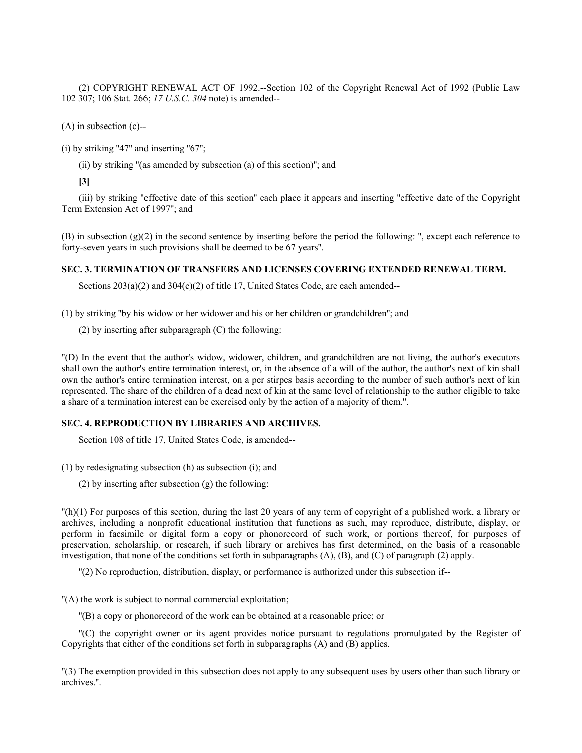(2) COPYRIGHT RENEWAL ACT OF 1992.--Section 102 of the Copyright Renewal Act of 1992 (Public Law 102 307; 106 Stat. 266; *17 U.S.C. 304* note) is amended--

(A) in subsection (c)--

(i) by striking "47" and inserting "67";

(ii) by striking "(as amended by subsection (a) of this section)"; and

**[3]**

(iii) by striking "effective date of this section" each place it appears and inserting "effective date of the Copyright Term Extension Act of 1997"; and

(B) in subsection (g)(2) in the second sentence by inserting before the period the following: ", except each reference to forty-seven years in such provisions shall be deemed to be 67 years".

### SEC. 3. TERMINATION OF TRANSFERS AND LICENSES COVERING EXTENDED RENEWAL TERM.

Sections 203(a)(2) and 304(c)(2) of title 17, United States Code, are each amended--

(1) by striking "by his widow or her widower and his or her children or grandchildren"; and

(2) by inserting after subparagraph (C) the following:

"(D) In the event that the author's widow, widower, children, and grandchildren are not living, the author's executors shall own the author's entire termination interest, or, in the absence of a will of the author, the author's next of kin shall own the author's entire termination interest, on a per stirpes basis according to the number of such author's next of kin represented. The share of the children of a dead next of kin at the same level of relationship to the author eligible to take a share of a termination interest can be exercised only by the action of a majority of them.".

### SEC. 4. REPRODUCTION BY LIBRARIES AND ARCHIVES.

Section 108 of title 17, United States Code, is amended--

(1) by redesignating subsection (h) as subsection (i); and

(2) by inserting after subsection (g) the following:

"(h)(1) For purposes of this section, during the last 20 years of any term of copyright of a published work, a library or archives, including a nonprofit educational institution that functions as such, may reproduce, distribute, display, or perform in facsimile or digital form a copy or phonorecord of such work, or portions thereof, for purposes of preservation, scholarship, or research, if such library or archives has first determined, on the basis of a reasonable investigation, that none of the conditions set forth in subparagraphs (A), (B), and (C) of paragraph (2) apply.

"(2) No reproduction, distribution, display, or performance is authorized under this subsection if--

"(A) the work is subject to normal commercial exploitation;

"(B) a copy or phonorecord of the work can be obtained at a reasonable price; or

"(C) the copyright owner or its agent provides notice pursuant to regulations promulgated by the Register of Copyrights that either of the conditions set forth in subparagraphs (A) and (B) applies.

"(3) The exemption provided in this subsection does not apply to any subsequent uses by users other than such library or archives.".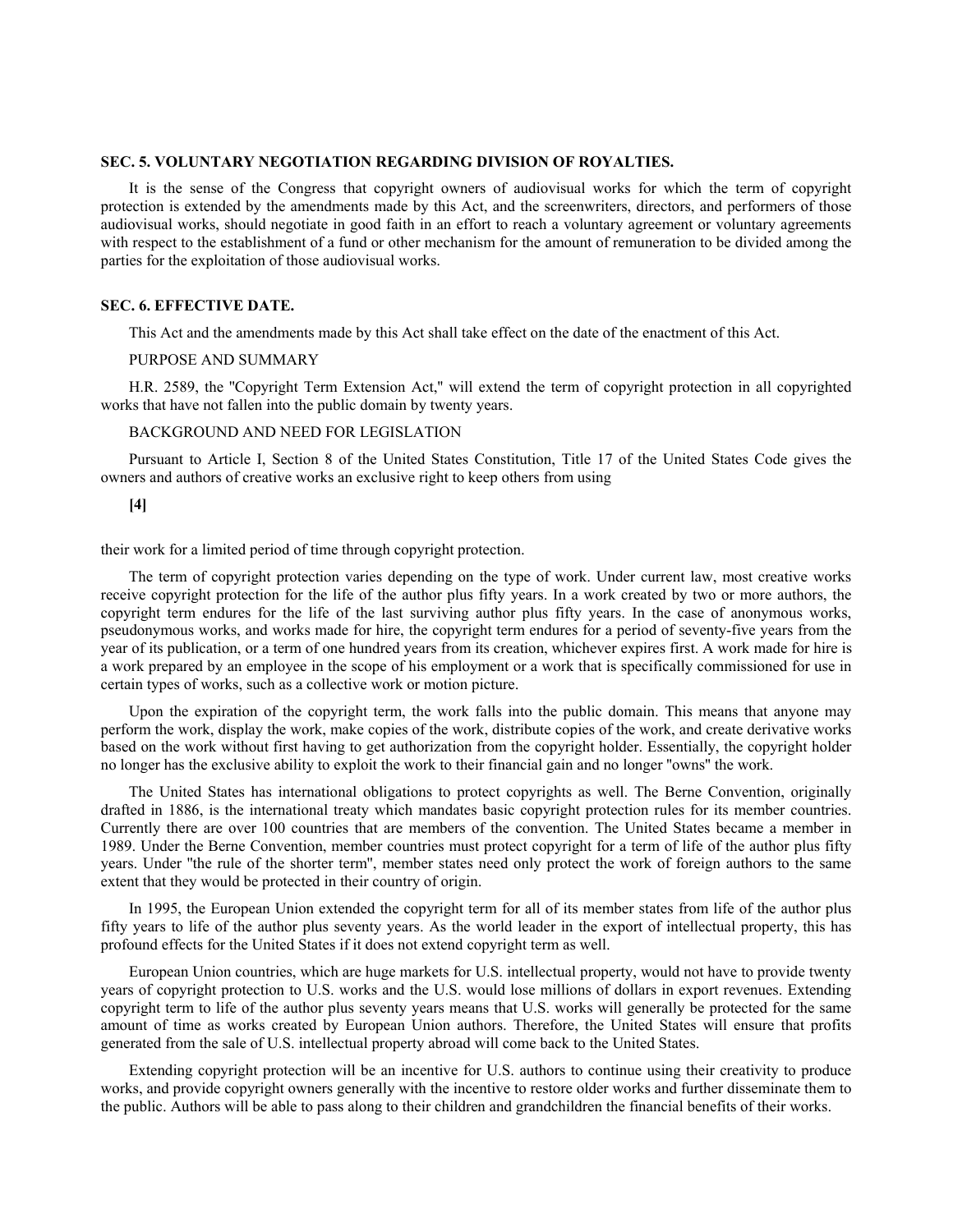**SEC. 5. VOLUNTARY NEGOTIATION REGARDING DIVISION OF ROYALTIES.**

It is the sense of the Congress that copyright owners of audiovisual works for which the term of copyright protection is extended by the amendments made by this Act, and the screenwriters, directors, and performers of those audiovisual works, should negotiate in good faith in an effort to reach a voluntary agreement or voluntary agreements with respect to the establishment of a fund or other mechanism for the amount of remuneration to be divided among the parties for the exploitation of those audiovisual works.

**SEC. 6. EFFECTIVE DATE.**

This Act and the amendments made by this Act shall take effect on the date of the enactment of this Act.

PURPOSE AND SUMMARY

H.R. 2589, the "Copyright Term Extension Act," will extend the term of copyright protection in all copyrighted works that have not fallen into the public domain by twenty years.

BACKGROUND AND NEED FOR LEGISLATION

Pursuant to Article I, Section 8 of the United States Constitution, Title 17 of the United States Code gives the owners and authors of creative works an exclusive right to keep others from using

**[4]**

their work for a limited period of time through copyright protection.

The term of copyright protection varies depending on the type of work. Under current law, most creative works receive copyright protection for the life of the author plus fifty years. In a work created by two or more authors, the copyright term endures for the life of the last surviving author plus fifty years. In the case of anonymous works, pseudonymous works, and works made for hire, the copyright term endures for a period of seventy-five years from the year of its publication, or a term of one hundred years from its creation, whichever expires first. A work made for hire is a work prepared by an employee in the scope of his employment or a work that is specifically commissioned for use in certain types of works, such as a collective work or motion picture.

Upon the expiration of the copyright term, the work falls into the public domain. This means that anyone may perform the work, display the work, make copies of the work, distribute copies of the work, and create derivative works based on the work without first having to get authorization from the copyright holder. Essentially, the copyright holder no longer has the exclusive ability to exploit the work to their financial gain and no longer "owns" the work.

The United States has international obligations to protect copyrights as well. The Berne Convention, originally drafted in 1886, is the international treaty which mandates basic copyright protection rules for its member countries. Currently there are over 100 countries that are members of the convention. The United States became a member in 1989. Under the Berne Convention, member countries must protect copyright for a term of life of the author plus fifty years. Under "the rule of the shorter term", member states need only protect the work of foreign authors to the same extent that they would be protected in their country of origin.

In 1995, the European Union extended the copyright term for all of its member states from life of the author plus fifty years to life of the author plus seventy years. As the world leader in the export of intellectual property, this has profound effects for the United States if it does not extend copyright term as well.

European Union countries, which are huge markets for U.S. intellectual property, would not have to provide twenty years of copyright protection to U.S. works and the U.S. would lose millions of dollars in export revenues. Extending copyright term to life of the author plus seventy years means that U.S. works will generally be protected for the same amount of time as works created by European Union authors. Therefore, the United States will ensure that profits generated from the sale of U.S. intellectual property abroad will come back to the United States.

Extending copyright protection will be an incentive for U.S. authors to continue using their creativity to produce works, and provide copyright owners generally with the incentive to restore older works and further disseminate them to the public. Authors will be able to pass along to their children and grandchildren the financial benefits of their works.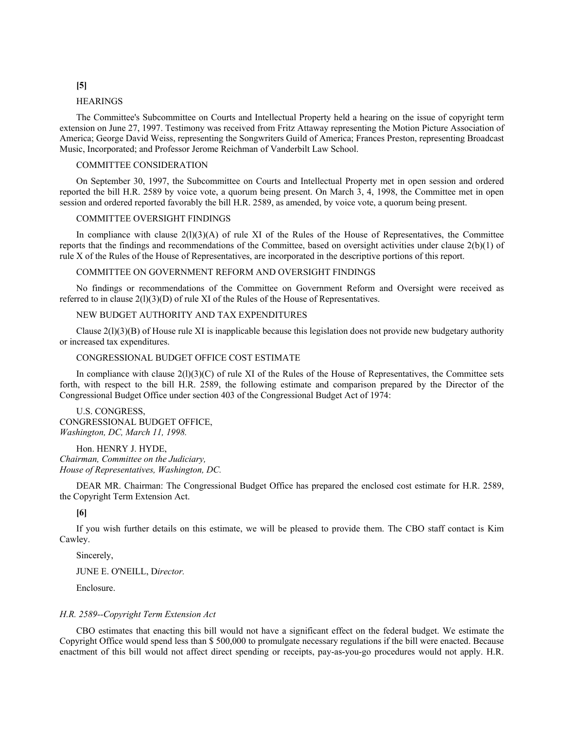**[5]**

HEARINGS

The Committee's Subcommittee on Courts and Intellectual Property held a hearing on the issue of copyright term extension on June 27, 1997. Testimony was received from Fritz Attaway representing the Motion Picture Association of America; George David Weiss, representing the Songwriters Guild of America; Frances Preston, representing Broadcast Music, Incorporated; and Professor Jerome Reichman of Vanderbilt Law School.

COMMITTEE CONSIDERATION

On September 30, 1997, the Subcommittee on Courts and Intellectual Property met in open session and ordered reported the bill H.R. 2589 by voice vote, a quorum being present. On March 3, 4, 1998, the Committee met in open session and ordered reported favorably the bill H.R. 2589, as amended, by voice vote, a quorum being present.

COMMITTEE OVERSIGHT FINDINGS

In compliance with clause 2(l)(3)(A) of rule XI of the Rules of the House of Representatives, the Committee reports that the findings and recommendations of the Committee, based on oversight activities under clause 2(b)(1) of rule X of the Rules of the House of Representatives, are incorporated in the descriptive portions of this report.

COMMITTEE ON GOVERNMENT REFORM AND OVERSIGHT FINDINGS

No findings or recommendations of the Committee on Government Reform and Oversight were received as referred to in clause 2(l)(3)(D) of rule XI of the Rules of the House of Representatives.

NEW BUDGET AUTHORITY AND TAX EXPENDITURES

Clause 2(l)(3)(B) of House rule XI is inapplicable because this legislation does not provide new budgetary authority or increased tax expenditures.

CONGRESSIONAL BUDGET OFFICE COST ESTIMATE

In compliance with clause 2(l)(3)(C) of rule XI of the Rules of the House of Representatives, the Committee sets forth, with respect to the bill H.R. 2589, the following estimate and comparison prepared by the Director of the Congressional Budget Office under section 403 of the Congressional Budget Act of 1974:

U.S. CONGRESS,
CONGRESSIONAL BUDGET OFFICE,
*Washington, DC, March 11, 1998.*

Hon. HENRY J. HYDE,
*Chairman, Committee on the Judiciary,*
*House of Representatives, Washington, DC.*

DEAR MR. Chairman: The Congressional Budget Office has prepared the enclosed cost estimate for H.R. 2589, the Copyright Term Extension Act.

**[6]**

If you wish further details on this estimate, we will be pleased to provide them. The CBO staff contact is Kim Cawley.

Sincerely,

JUNE E. O'NEILL, D*irector.*

Enclosure.

*H.R. 2589--Copyright Term Extension Act*

CBO estimates that enacting this bill would not have a significant effect on the federal budget. We estimate the Copyright Office would spend less than $ 500,000 to promulgate necessary regulations if the bill were enacted. Because enactment of this bill would not affect direct spending or receipts, pay-as-you-go procedures would not apply. H.R.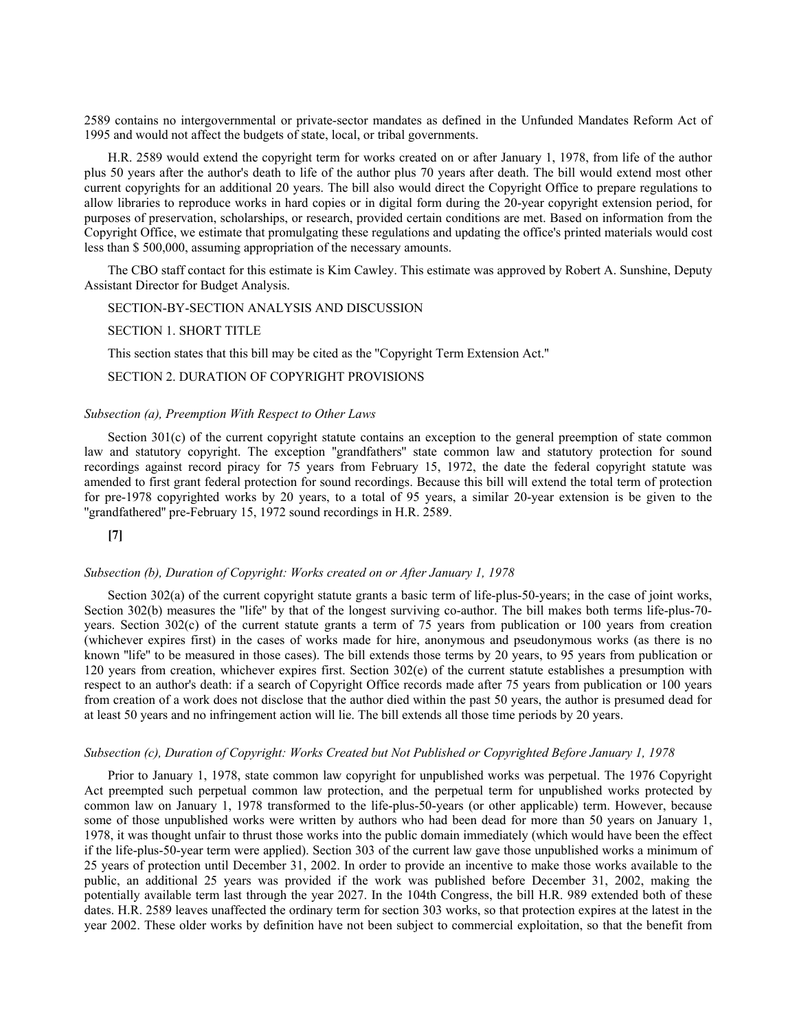2589 contains no intergovernmental or private-sector mandates as defined in the Unfunded Mandates Reform Act of 1995 and would not affect the budgets of state, local, or tribal governments.

H.R. 2589 would extend the copyright term for works created on or after January 1, 1978, from life of the author plus 50 years after the author's death to life of the author plus 70 years after death. The bill would extend most other current copyrights for an additional 20 years. The bill also would direct the Copyright Office to prepare regulations to allow libraries to reproduce works in hard copies or in digital form during the 20-year copyright extension period, for purposes of preservation, scholarships, or research, provided certain conditions are met. Based on information from the Copyright Office, we estimate that promulgating these regulations and updating the office's printed materials would cost less than $ 500,000, assuming appropriation of the necessary amounts.

The CBO staff contact for this estimate is Kim Cawley. This estimate was approved by Robert A. Sunshine, Deputy Assistant Director for Budget Analysis.

SECTION-BY-SECTION ANALYSIS AND DISCUSSION

SECTION 1. SHORT TITLE

This section states that this bill may be cited as the "Copyright Term Extension Act."

SECTION 2. DURATION OF COPYRIGHT PROVISIONS

*Subsection (a), Preemption With Respect to Other Laws*

Section 301(c) of the current copyright statute contains an exception to the general preemption of state common law and statutory copyright. The exception "grandfathers" state common law and statutory protection for sound recordings against record piracy for 75 years from February 15, 1972, the date the federal copyright statute was amended to first grant federal protection for sound recordings. Because this bill will extend the total term of protection for pre-1978 copyrighted works by 20 years, to a total of 95 years, a similar 20-year extension is be given to the "grandfathered" pre-February 15, 1972 sound recordings in H.R. 2589.

**[7]**

*Subsection (b), Duration of Copyright: Works created on or After January 1, 1978*

Section 302(a) of the current copyright statute grants a basic term of life-plus-50-years; in the case of joint works, Section 302(b) measures the "life" by that of the longest surviving co-author. The bill makes both terms life-plus-70-years. Section 302(c) of the current statute grants a term of 75 years from publication or 100 years from creation (whichever expires first) in the cases of works made for hire, anonymous and pseudonymous works (as there is no known "life" to be measured in those cases). The bill extends those terms by 20 years, to 95 years from publication or 120 years from creation, whichever expires first. Section 302(e) of the current statute establishes a presumption with respect to an author's death: if a search of Copyright Office records made after 75 years from publication or 100 years from creation of a work does not disclose that the author died within the past 50 years, the author is presumed dead for at least 50 years and no infringement action will lie. The bill extends all those time periods by 20 years.

*Subsection (c), Duration of Copyright: Works Created but Not Published or Copyrighted Before January 1, 1978*

Prior to January 1, 1978, state common law copyright for unpublished works was perpetual. The 1976 Copyright Act preempted such perpetual common law protection, and the perpetual term for unpublished works protected by common law on January 1, 1978 transformed to the life-plus-50-years (or other applicable) term. However, because some of those unpublished works were written by authors who had been dead for more than 50 years on January 1, 1978, it was thought unfair to thrust those works into the public domain immediately (which would have been the effect if the life-plus-50-year term were applied). Section 303 of the current law gave those unpublished works a minimum of 25 years of protection until December 31, 2002. In order to provide an incentive to make those works available to the public, an additional 25 years was provided if the work was published before December 31, 2002, making the potentially available term last through the year 2027. In the 104th Congress, the bill H.R. 989 extended both of these dates. H.R. 2589 leaves unaffected the ordinary term for section 303 works, so that protection expires at the latest in the year 2002. These older works by definition have not been subject to commercial exploitation, so that the benefit from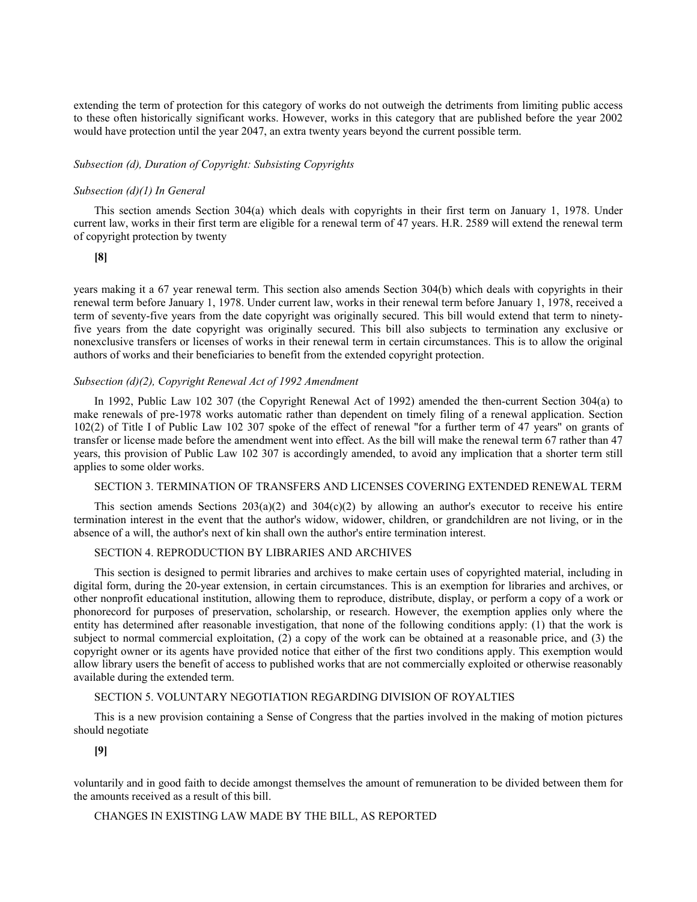extending the term of protection for this category of works do not outweigh the detriments from limiting public access to these often historically significant works. However, works in this category that are published before the year 2002 would have protection until the year 2047, an extra twenty years beyond the current possible term.

*Subsection (d), Duration of Copyright: Subsisting Copyrights*

*Subsection (d)(1) In General*

This section amends Section 304(a) which deals with copyrights in their first term on January 1, 1978. Under current law, works in their first term are eligible for a renewal term of 47 years. H.R. 2589 will extend the renewal term of copyright protection by twenty

**[8]**

years making it a 67 year renewal term. This section also amends Section 304(b) which deals with copyrights in their renewal term before January 1, 1978. Under current law, works in their renewal term before January 1, 1978, received a term of seventy-five years from the date copyright was originally secured. This bill would extend that term to ninety-five years from the date copyright was originally secured. This bill also subjects to termination any exclusive or nonexclusive transfers or licenses of works in their renewal term in certain circumstances. This is to allow the original authors of works and their beneficiaries to benefit from the extended copyright protection.

*Subsection (d)(2), Copyright Renewal Act of 1992 Amendment*

In 1992, Public Law 102 307 (the Copyright Renewal Act of 1992) amended the then-current Section 304(a) to make renewals of pre-1978 works automatic rather than dependent on timely filing of a renewal application. Section 102(2) of Title I of Public Law 102 307 spoke of the effect of renewal "for a further term of 47 years" on grants of transfer or license made before the amendment went into effect. As the bill will make the renewal term 67 rather than 47 years, this provision of Public Law 102 307 is accordingly amended, to avoid any implication that a shorter term still applies to some older works.

SECTION 3. TERMINATION OF TRANSFERS AND LICENSES COVERING EXTENDED RENEWAL TERM

This section amends Sections 203(a)(2) and 304(c)(2) by allowing an author's executor to receive his entire termination interest in the event that the author's widow, widower, children, or grandchildren are not living, or in the absence of a will, the author's next of kin shall own the author's entire termination interest.

SECTION 4. REPRODUCTION BY LIBRARIES AND ARCHIVES

This section is designed to permit libraries and archives to make certain uses of copyrighted material, including in digital form, during the 20-year extension, in certain circumstances. This is an exemption for libraries and archives, or other nonprofit educational institution, allowing them to reproduce, distribute, display, or perform a copy of a work or phonorecord for purposes of preservation, scholarship, or research. However, the exemption applies only where the entity has determined after reasonable investigation, that none of the following conditions apply: (1) that the work is subject to normal commercial exploitation, (2) a copy of the work can be obtained at a reasonable price, and (3) the copyright owner or its agents have provided notice that either of the first two conditions apply. This exemption would allow library users the benefit of access to published works that are not commercially exploited or otherwise reasonably available during the extended term.

SECTION 5. VOLUNTARY NEGOTIATION REGARDING DIVISION OF ROYALTIES

This is a new provision containing a Sense of Congress that the parties involved in the making of motion pictures should negotiate

**[9]**

voluntarily and in good faith to decide amongst themselves the amount of remuneration to be divided between them for the amounts received as a result of this bill.

CHANGES IN EXISTING LAW MADE BY THE BILL, AS REPORTED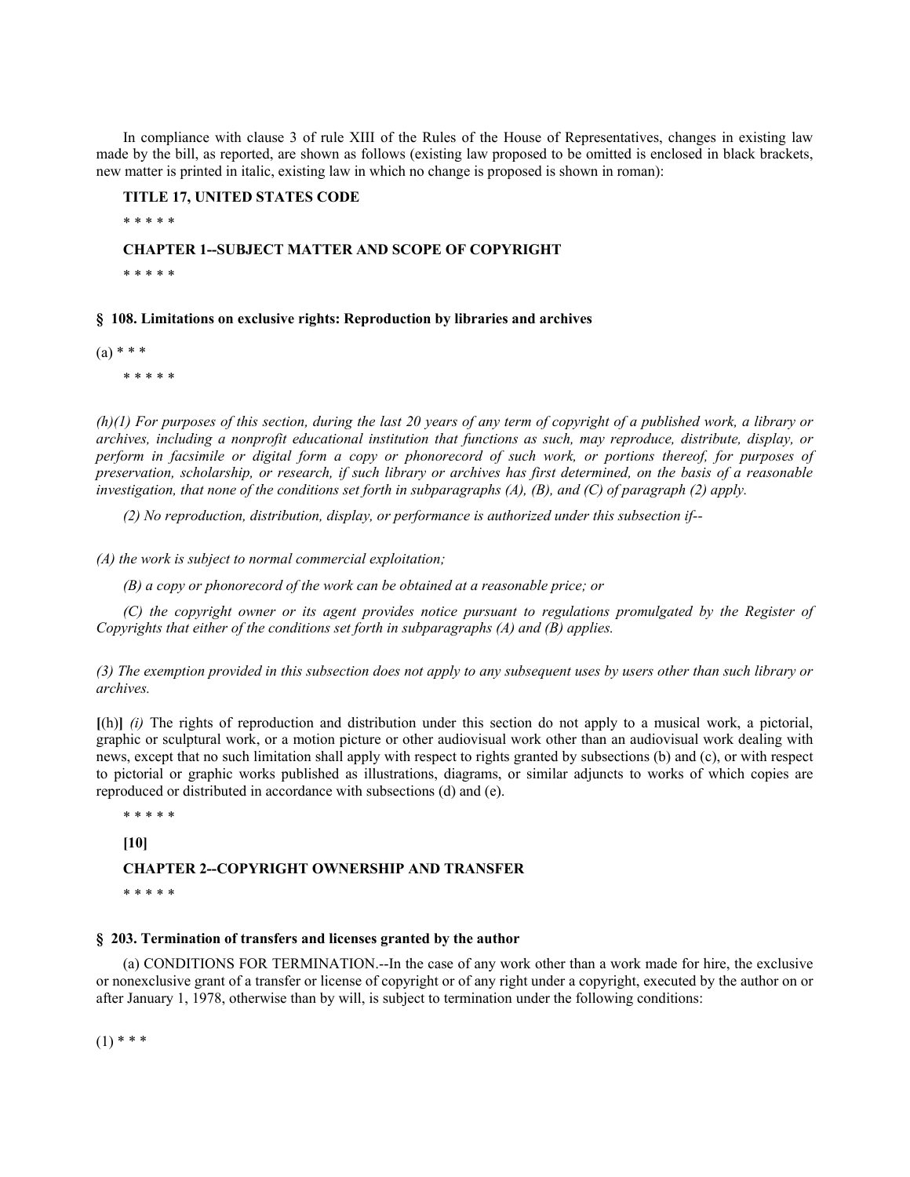In compliance with clause 3 of rule XIII of the Rules of the House of Representatives, changes in existing law made by the bill, as reported, are shown as follows (existing law proposed to be omitted is enclosed in black brackets, new matter is printed in italic, existing law in which no change is proposed is shown in roman):

**TITLE 17, UNITED STATES CODE**

\* \* \* \* \*

**CHAPTER 1--SUBJECT MATTER AND SCOPE OF COPYRIGHT**

\* \* \* \* \*

**§ 108. Limitations on exclusive rights: Reproduction by libraries and archives**

(a) \* \* \*

\* \* \* \* \*

*(h)(1) For purposes of this section, during the last 20 years of any term of copyright of a published work, a library or archives, including a nonprofit educational institution that functions as such, may reproduce, distribute, display, or perform in facsimile or digital form a copy or phonorecord of such work, or portions thereof, for purposes of preservation, scholarship, or research, if such library or archives has first determined, on the basis of a reasonable investigation, that none of the conditions set forth in subparagraphs (A), (B), and (C) of paragraph (2) apply.*

*(2) No reproduction, distribution, display, or performance is authorized under this subsection if--*

*(A) the work is subject to normal commercial exploitation;*

*(B) a copy or phonorecord of the work can be obtained at a reasonable price; or*

*(C) the copyright owner or its agent provides notice pursuant to regulations promulgated by the Register of Copyrights that either of the conditions set forth in subparagraphs (A) and (B) applies.*

*(3) The exemption provided in this subsection does not apply to any subsequent uses by users other than such library or archives.*

**[**(h)**]** *(i)* The rights of reproduction and distribution under this section do not apply to a musical work, a pictorial, graphic or sculptural work, or a motion picture or other audiovisual work other than an audiovisual work dealing with news, except that no such limitation shall apply with respect to rights granted by subsections (b) and (c), or with respect to pictorial or graphic works published as illustrations, diagrams, or similar adjuncts to works of which copies are reproduced or distributed in accordance with subsections (d) and (e).

\* \* \* \* \*

**[10]**

**CHAPTER 2--COPYRIGHT OWNERSHIP AND TRANSFER**

\* \* \* \* \*

**§ 203. Termination of transfers and licenses granted by the author**

(a) CONDITIONS FOR TERMINATION.--In the case of any work other than a work made for hire, the exclusive or nonexclusive grant of a transfer or license of copyright or of any right under a copyright, executed by the author on or after January 1, 1978, otherwise than by will, is subject to termination under the following conditions:

(1) \* \* \*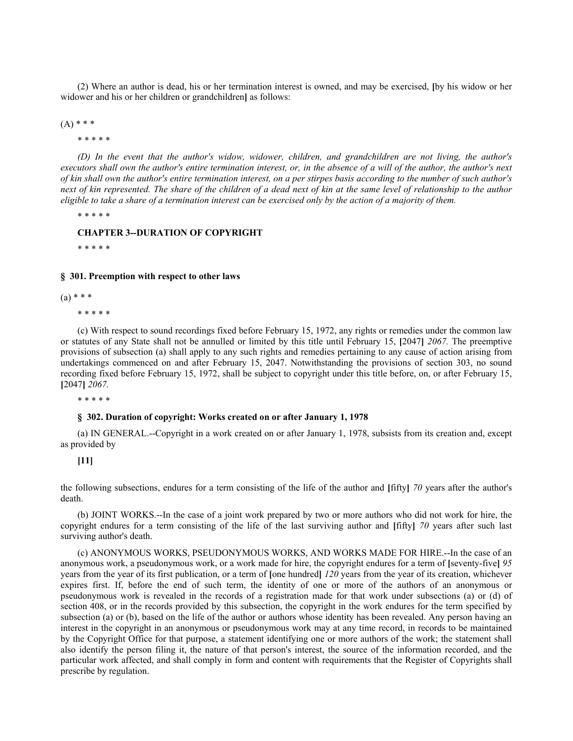(2) Where an author is dead, his or her termination interest is owned, and may be exercised, **[**by his widow or her widower and his or her children or grandchildren**]** as follows:

(A) * * *

* * * * *

*(D) In the event that the author's widow, widower, children, and grandchildren are not living, the author's executors shall own the author's entire termination interest, or, in the absence of a will of the author, the author's next of kin shall own the author's entire termination interest, on a per stirpes basis according to the number of such author's next of kin represented. The share of the children of a dead next of kin at the same level of relationship to the author eligible to take a share of a termination interest can be exercised only by the action of a majority of them.*

* * * * *

**CHAPTER 3--DURATION OF COPYRIGHT**

* * * * *

**§ 301. Preemption with respect to other laws**

(a) * * *

* * * * *

(c) With respect to sound recordings fixed before February 15, 1972, any rights or remedies under the common law or statutes of any State shall not be annulled or limited by this title until February 15, **[**2047**]** *2067.* The preemptive provisions of subsection (a) shall apply to any such rights and remedies pertaining to any cause of action arising from undertakings commenced on and after February 15, 2047. Notwithstanding the provisions of section 303, no sound recording fixed before February 15, 1972, shall be subject to copyright under this title before, on, or after February 15, **[**2047**]** *2067.*

* * * * *

**§ 302. Duration of copyright: Works created on or after January 1, 1978**

(a) IN GENERAL.--Copyright in a work created on or after January 1, 1978, subsists from its creation and, except as provided by

**[11]**

the following subsections, endures for a term consisting of the life of the author and **[**fifty**]** *70* years after the author's death.

(b) JOINT WORKS.--In the case of a joint work prepared by two or more authors who did not work for hire, the copyright endures for a term consisting of the life of the last surviving author and **[**fifty**]** *70* years after such last surviving author's death.

(c) ANONYMOUS WORKS, PSEUDONYMOUS WORKS, AND WORKS MADE FOR HIRE.--In the case of an anonymous work, a pseudonymous work, or a work made for hire, the copyright endures for a term of **[**seventy-five**]** *95* years from the year of its first publication, or a term of **[**one hundred**]** *120* years from the year of its creation, whichever expires first. If, before the end of such term, the identity of one or more of the authors of an anonymous or pseudonymous work is revealed in the records of a registration made for that work under subsections (a) or (d) of section 408, or in the records provided by this subsection, the copyright in the work endures for the term specified by subsection (a) or (b), based on the life of the author or authors whose identity has been revealed. Any person having an interest in the copyright in an anonymous or pseudonymous work may at any time record, in records to be maintained by the Copyright Office for that purpose, a statement identifying one or more authors of the work; the statement shall also identify the person filing it, the nature of that person's interest, the source of the information recorded, and the particular work affected, and shall comply in form and content with requirements that the Register of Copyrights shall prescribe by regulation.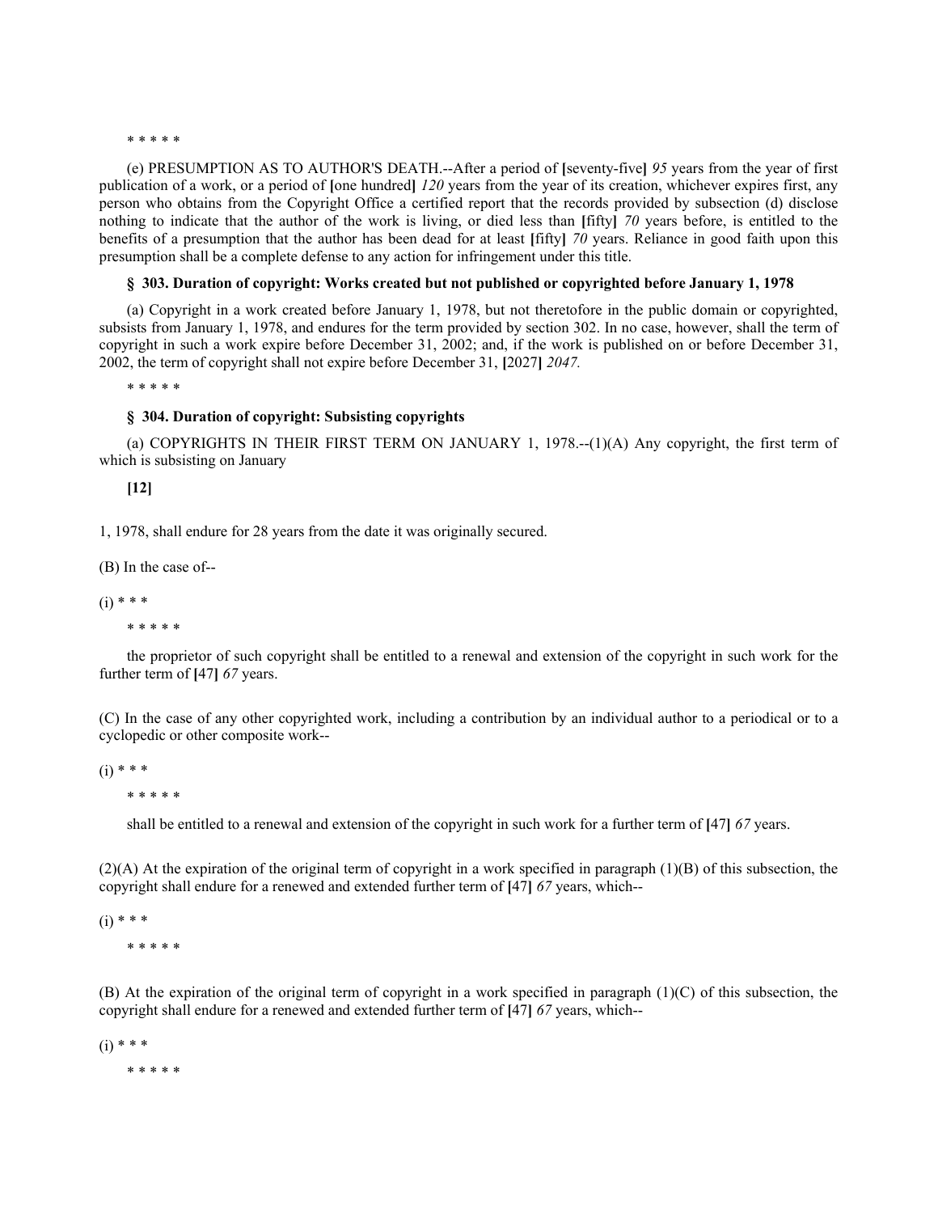\* \* \* \* \*

(e) PRESUMPTION AS TO AUTHOR'S DEATH.--After a period of **[**seventy-five**]** *95* years from the year of first publication of a work, or a period of **[**one hundred**]** *120* years from the year of its creation, whichever expires first, any person who obtains from the Copyright Office a certified report that the records provided by subsection (d) disclose nothing to indicate that the author of the work is living, or died less than **[**fifty**]** *70* years before, is entitled to the benefits of a presumption that the author has been dead for at least **[**fifty**]** *70* years. Reliance in good faith upon this presumption shall be a complete defense to any action for infringement under this title.

**§ 303. Duration of copyright: Works created but not published or copyrighted before January 1, 1978**

(a) Copyright in a work created before January 1, 1978, but not theretofore in the public domain or copyrighted, subsists from January 1, 1978, and endures for the term provided by section 302. In no case, however, shall the term of copyright in such a work expire before December 31, 2002; and, if the work is published on or before December 31, 2002, the term of copyright shall not expire before December 31, **[**2027**]** *2047.*

\* \* \* \* \*

**§ 304. Duration of copyright: Subsisting copyrights**

(a) COPYRIGHTS IN THEIR FIRST TERM ON JANUARY 1, 1978.--(1)(A) Any copyright, the first term of which is subsisting on January

**[12]**

1, 1978, shall endure for 28 years from the date it was originally secured.

(B) In the case of--

(i) \* \* \*

\* \* \* \* \*

the proprietor of such copyright shall be entitled to a renewal and extension of the copyright in such work for the further term of **[**47**]** *67* years.

(C) In the case of any other copyrighted work, including a contribution by an individual author to a periodical or to a cyclopedic or other composite work--

(i) \* \* \*

\* \* \* \* \*

shall be entitled to a renewal and extension of the copyright in such work for a further term of **[**47**]** *67* years.

(2)(A) At the expiration of the original term of copyright in a work specified in paragraph (1)(B) of this subsection, the copyright shall endure for a renewed and extended further term of **[**47**]** *67* years, which--

(i) \* \* \*

\* \* \* \* \*

(B) At the expiration of the original term of copyright in a work specified in paragraph (1)(C) of this subsection, the copyright shall endure for a renewed and extended further term of **[**47**]** *67* years, which--

(i) \* \* \*

\* \* \* \* \*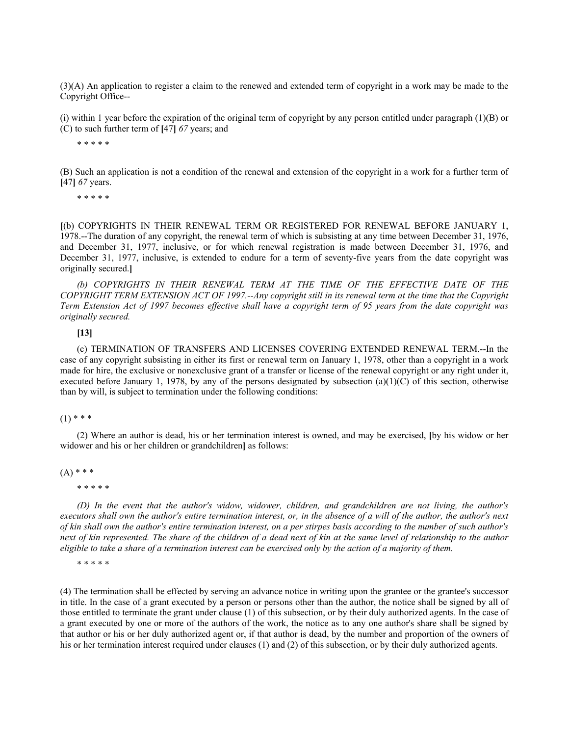(3)(A) An application to register a claim to the renewed and extended term of copyright in a work may be made to the Copyright Office--

(i) within 1 year before the expiration of the original term of copyright by any person entitled under paragraph (1)(B) or (C) to such further term of **[**47**]** *67* years; and

\* \* \* \* \*

(B) Such an application is not a condition of the renewal and extension of the copyright in a work for a further term of **[**47**]** *67* years.

\* \* \* \* \*

**[**(b) COPYRIGHTS IN THEIR RENEWAL TERM OR REGISTERED FOR RENEWAL BEFORE JANUARY 1, 1978.--The duration of any copyright, the renewal term of which is subsisting at any time between December 31, 1976, and December 31, 1977, inclusive, or for which renewal registration is made between December 31, 1976, and December 31, 1977, inclusive, is extended to endure for a term of seventy-five years from the date copyright was originally secured.**]**

*(b) COPYRIGHTS IN THEIR RENEWAL TERM AT THE TIME OF THE EFFECTIVE DATE OF THE COPYRIGHT TERM EXTENSION ACT OF 1997.--Any copyright still in its renewal term at the time that the Copyright Term Extension Act of 1997 becomes effective shall have a copyright term of 95 years from the date copyright was originally secured.*

**[13]**

(c) TERMINATION OF TRANSFERS AND LICENSES COVERING EXTENDED RENEWAL TERM.--In the case of any copyright subsisting in either its first or renewal term on January 1, 1978, other than a copyright in a work made for hire, the exclusive or nonexclusive grant of a transfer or license of the renewal copyright or any right under it, executed before January 1, 1978, by any of the persons designated by subsection (a)(1)(C) of this section, otherwise than by will, is subject to termination under the following conditions:

(1) \* \* \*

(2) Where an author is dead, his or her termination interest is owned, and may be exercised, **[**by his widow or her widower and his or her children or grandchildren**]** as follows:

(A) \* \* \*

\* \* \* \* \*

*(D) In the event that the author's widow, widower, children, and grandchildren are not living, the author's executors shall own the author's entire termination interest, or, in the absence of a will of the author, the author's next of kin shall own the author's entire termination interest, on a per stirpes basis according to the number of such author's next of kin represented. The share of the children of a dead next of kin at the same level of relationship to the author eligible to take a share of a termination interest can be exercised only by the action of a majority of them.*

\* \* \* \* \*

(4) The termination shall be effected by serving an advance notice in writing upon the grantee or the grantee's successor in title. In the case of a grant executed by a person or persons other than the author, the notice shall be signed by all of those entitled to terminate the grant under clause (1) of this subsection, or by their duly authorized agents. In the case of a grant executed by one or more of the authors of the work, the notice as to any one author's share shall be signed by that author or his or her duly authorized agent or, if that author is dead, by the number and proportion of the owners of his or her termination interest required under clauses (1) and (2) of this subsection, or by their duly authorized agents.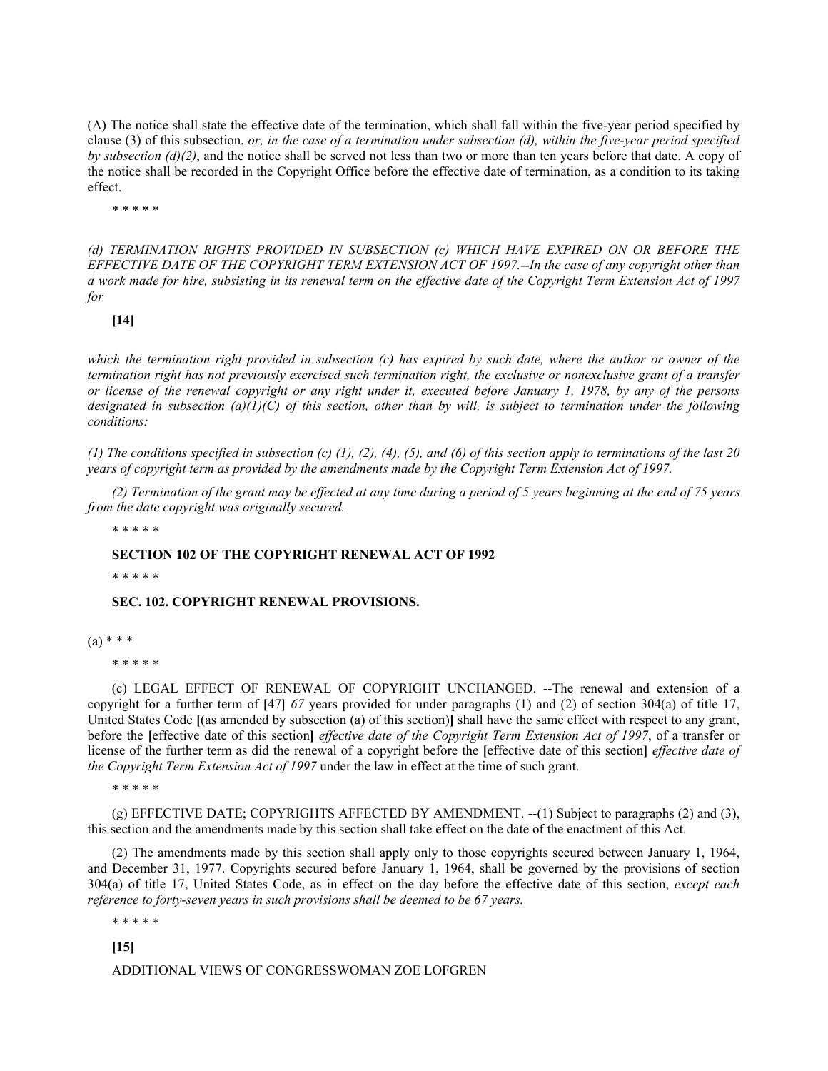(A) The notice shall state the effective date of the termination, which shall fall within the five-year period specified by clause (3) of this subsection, *or, in the case of a termination under subsection (d), within the five-year period specified by subsection (d)(2)*, and the notice shall be served not less than two or more than ten years before that date. A copy of the notice shall be recorded in the Copyright Office before the effective date of termination, as a condition to its taking effect.

* * * * *

*(d) TERMINATION RIGHTS PROVIDED IN SUBSECTION (c) WHICH HAVE EXPIRED ON OR BEFORE THE EFFECTIVE DATE OF THE COPYRIGHT TERM EXTENSION ACT OF 1997.--In the case of any copyright other than a work made for hire, subsisting in its renewal term on the effective date of the Copyright Term Extension Act of 1997 for*

**[14]**

*which the termination right provided in subsection (c) has expired by such date, where the author or owner of the termination right has not previously exercised such termination right, the exclusive or nonexclusive grant of a transfer or license of the renewal copyright or any right under it, executed before January 1, 1978, by any of the persons designated in subsection (a)(1)(C) of this section, other than by will, is subject to termination under the following conditions:*

*(1) The conditions specified in subsection (c) (1), (2), (4), (5), and (6) of this section apply to terminations of the last 20 years of copyright term as provided by the amendments made by the Copyright Term Extension Act of 1997.*

*(2) Termination of the grant may be effected at any time during a period of 5 years beginning at the end of 75 years from the date copyright was originally secured.*

* * * * *

**SECTION 102 OF THE COPYRIGHT RENEWAL ACT OF 1992**

* * * * *

**SEC. 102. COPYRIGHT RENEWAL PROVISIONS.**

(a) * * *

* * * * *

(c) LEGAL EFFECT OF RENEWAL OF COPYRIGHT UNCHANGED. --The renewal and extension of a copyright for a further term of **[**47**]** *67* years provided for under paragraphs (1) and (2) of section 304(a) of title 17, United States Code **[**(as amended by subsection (a) of this section)**]** shall have the same effect with respect to any grant, before the **[**effective date of this section**]** *effective date of the Copyright Term Extension Act of 1997*, of a transfer or license of the further term as did the renewal of a copyright before the **[**effective date of this section**]** *effective date of the Copyright Term Extension Act of 1997* under the law in effect at the time of such grant.

* * * * *

(g) EFFECTIVE DATE; COPYRIGHTS AFFECTED BY AMENDMENT. --(1) Subject to paragraphs (2) and (3), this section and the amendments made by this section shall take effect on the date of the enactment of this Act.

(2) The amendments made by this section shall apply only to those copyrights secured between January 1, 1964, and December 31, 1977. Copyrights secured before January 1, 1964, shall be governed by the provisions of section 304(a) of title 17, United States Code, as in effect on the day before the effective date of this section, *except each reference to forty-seven years in such provisions shall be deemed to be 67 years.*

* * * * *

**[15]**

ADDITIONAL VIEWS OF CONGRESSWOMAN ZOE LOFGREN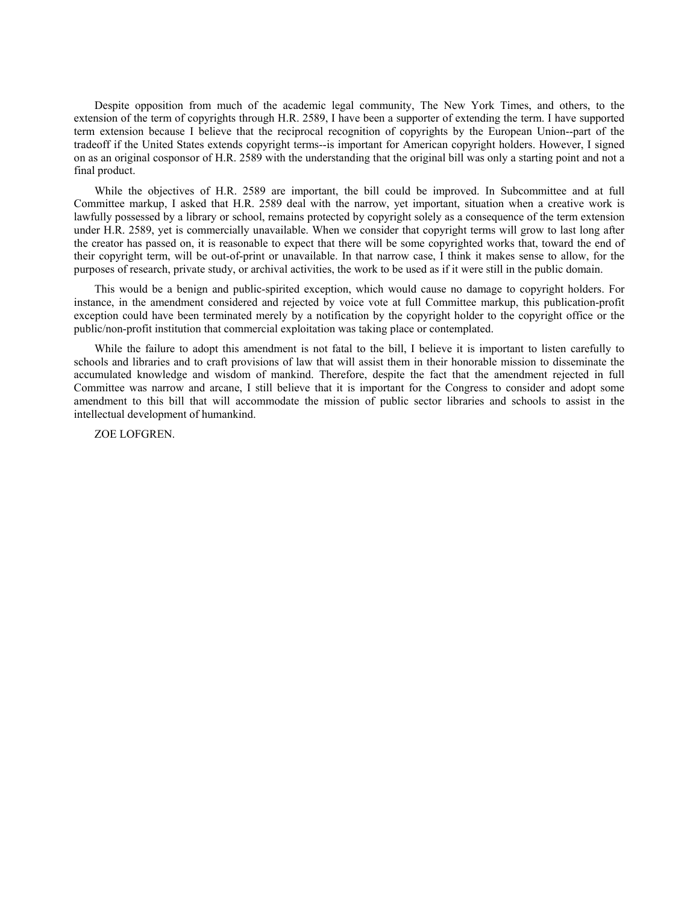Despite opposition from much of the academic legal community, The New York Times, and others, to the extension of the term of copyrights through H.R. 2589, I have been a supporter of extending the term. I have supported term extension because I believe that the reciprocal recognition of copyrights by the European Union--part of the tradeoff if the United States extends copyright terms--is important for American copyright holders. However, I signed on as an original cosponsor of H.R. 2589 with the understanding that the original bill was only a starting point and not a final product.

While the objectives of H.R. 2589 are important, the bill could be improved. In Subcommittee and at full Committee markup, I asked that H.R. 2589 deal with the narrow, yet important, situation when a creative work is lawfully possessed by a library or school, remains protected by copyright solely as a consequence of the term extension under H.R. 2589, yet is commercially unavailable. When we consider that copyright terms will grow to last long after the creator has passed on, it is reasonable to expect that there will be some copyrighted works that, toward the end of their copyright term, will be out-of-print or unavailable. In that narrow case, I think it makes sense to allow, for the purposes of research, private study, or archival activities, the work to be used as if it were still in the public domain.

This would be a benign and public-spirited exception, which would cause no damage to copyright holders. For instance, in the amendment considered and rejected by voice vote at full Committee markup, this publication-profit exception could have been terminated merely by a notification by the copyright holder to the copyright office or the public/non-profit institution that commercial exploitation was taking place or contemplated.

While the failure to adopt this amendment is not fatal to the bill, I believe it is important to listen carefully to schools and libraries and to craft provisions of law that will assist them in their honorable mission to disseminate the accumulated knowledge and wisdom of mankind. Therefore, despite the fact that the amendment rejected in full Committee was narrow and arcane, I still believe that it is important for the Congress to consider and adopt some amendment to this bill that will accommodate the mission of public sector libraries and schools to assist in the intellectual development of humankind.

ZOE LOFGREN.